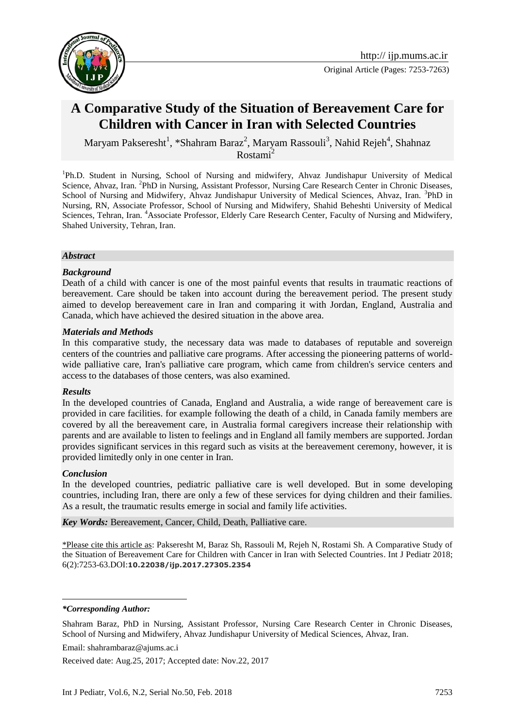Original Article (Pages: 7253-7263)

# A Comparative Study of the Situation of Bereavement Care for Children with Cancer in Iran with Selected Countries

Maryam Pakseresht[1], *Shahram Baraz[2], Maryam Rassouli[3], Nahid Rejeh[4], Shahnaz Rostami[2]

[1]Ph.D. Student in Nursing, School of Nursing and midwifery, Ahvaz Jundishapur University of Medical Science, Ahvaz, Iran. [2]PhD in Nursing, Assistant Professor, Nursing Care Research Center in Chronic Diseases, School of Nursing and Midwifery, Ahvaz Jundishapur University of Medical Sciences, Ahvaz, Iran. [3]PhD in Nursing, RN, Associate Professor, School of Nursing and Midwifery, Shahid Beheshti University of Medical Sciences, Tehran, Iran. [4]Associate Professor, Elderly Care Research Center, Faculty of Nursing and Midwifery, Shahed University, Tehran, Iran.

### *Abstract*

#### *Background*

Death of a child with cancer is one of the most painful events that results in traumatic reactions of bereavement. Care should be taken into account during the bereavement period. The present study aimed to develop bereavement care in Iran and comparing it with Jordan, England, Australia and Canada, which have achieved the desired situation in the above area.

#### *Materials and Methods*

In this comparative study, the necessary data was made to databases of reputable and sovereign centers of the countries and palliative care programs. After accessing the pioneering patterns of world-wide palliative care, Iran's palliative care program, which came from children's service centers and access to the databases of those centers, was also examined.

#### *Results*

In the developed countries of Canada, England and Australia, a wide range of bereavement care is provided in care facilities. for example following the death of a child, in Canada family members are covered by all the bereavement care, in Australia formal caregivers increase their relationship with parents and are available to listen to feelings and in England all family members are supported. Jordan provides significant services in this regard such as visits at the bereavement ceremony, however, it is provided limitedly only in one center in Iran.

#### *Conclusion*

In the developed countries, pediatric palliative care is well developed. But in some developing countries, including Iran, there are only a few of these services for dying children and their families. As a result, the traumatic results emerge in social and family life activities.

***Key Words:*** Bereavement, Cancer, Child, Death, Palliative care.

*Please cite this article as: Pakseresht M, Baraz Sh, Rassouli M, Rejeh N, Rostami Sh. A Comparative Study of the Situation of Bereavement Care for Children with Cancer in Iran with Selected Countries. Int J Pediatr 2018; 6(2):7253-63.DOI:**10.22038/ijp.2017.27305.2354**

---

***\*Corresponding Author:***

Shahram Baraz, PhD in Nursing, Assistant Professor, Nursing Care Research Center in Chronic Diseases, School of Nursing and Midwifery, Ahvaz Jundishapur University of Medical Sciences, Ahvaz, Iran.

Email: shahrambaraz@ajums.ac.i

Received date: Aug.25, 2017; Accepted date: Nov.22, 2017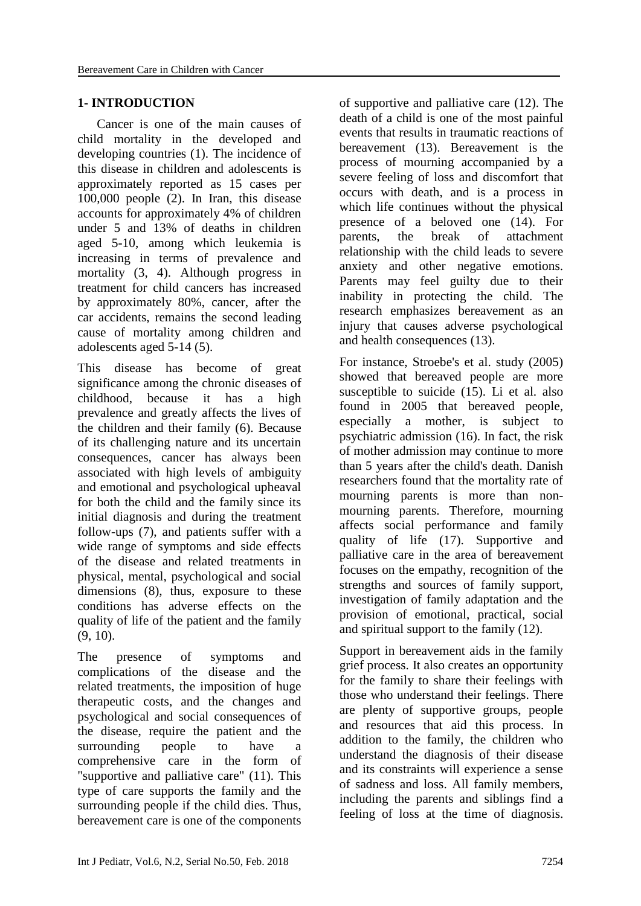## 1- INTRODUCTION

Cancer is one of the main causes of child mortality in the developed and developing countries (1). The incidence of this disease in children and adolescents is approximately reported as 15 cases per 100,000 people (2). In Iran, this disease accounts for approximately 4% of children under 5 and 13% of deaths in children aged 5-10, among which leukemia is increasing in terms of prevalence and mortality (3, 4). Although progress in treatment for child cancers has increased by approximately 80%, cancer, after the car accidents, remains the second leading cause of mortality among children and adolescents aged 5-14 (5).

This disease has become of great significance among the chronic diseases of childhood, because it has a high prevalence and greatly affects the lives of the children and their family (6). Because of its challenging nature and its uncertain consequences, cancer has always been associated with high levels of ambiguity and emotional and psychological upheaval for both the child and the family since its initial diagnosis and during the treatment follow-ups (7), and patients suffer with a wide range of symptoms and side effects of the disease and related treatments in physical, mental, psychological and social dimensions (8), thus, exposure to these conditions has adverse effects on the quality of life of the patient and the family (9, 10).

The presence of symptoms and complications of the disease and the related treatments, the imposition of huge therapeutic costs, and the changes and psychological and social consequences of the disease, require the patient and the surrounding people to have a comprehensive care in the form of "supportive and palliative care" (11). This type of care supports the family and the surrounding people if the child dies. Thus, bereavement care is one of the components of supportive and palliative care (12). The death of a child is one of the most painful events that results in traumatic reactions of bereavement (13). Bereavement is the process of mourning accompanied by a severe feeling of loss and discomfort that occurs with death, and is a process in which life continues without the physical presence of a beloved one (14). For parents, the break of attachment relationship with the child leads to severe anxiety and other negative emotions. Parents may feel guilty due to their inability in protecting the child. The research emphasizes bereavement as an injury that causes adverse psychological and health consequences (13).

For instance, Stroebe's et al. study (2005) showed that bereaved people are more susceptible to suicide (15). Li et al. also found in 2005 that bereaved people, especially a mother, is subject to psychiatric admission (16). In fact, the risk of mother admission may continue to more than 5 years after the child's death. Danish researchers found that the mortality rate of mourning parents is more than non-mourning parents. Therefore, mourning affects social performance and family quality of life (17). Supportive and palliative care in the area of bereavement focuses on the empathy, recognition of the strengths and sources of family support, investigation of family adaptation and the provision of emotional, practical, social and spiritual support to the family (12).

Support in bereavement aids in the family grief process. It also creates an opportunity for the family to share their feelings with those who understand their feelings. There are plenty of supportive groups, people and resources that aid this process. In addition to the family, the children who understand the diagnosis of their disease and its constraints will experience a sense of sadness and loss. All family members, including the parents and siblings find a feeling of loss at the time of diagnosis.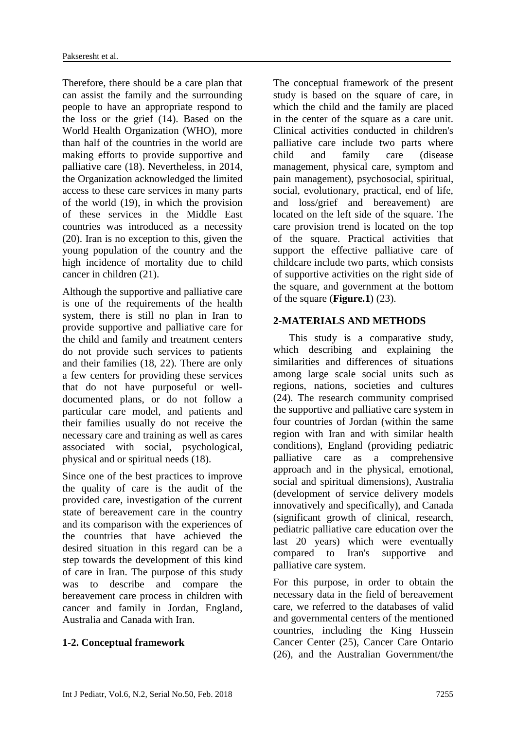Therefore, there should be a care plan that can assist the family and the surrounding people to have an appropriate respond to the loss or the grief (14). Based on the World Health Organization (WHO), more than half of the countries in the world are making efforts to provide supportive and palliative care (18). Nevertheless, in 2014, the Organization acknowledged the limited access to these care services in many parts of the world (19), in which the provision of these services in the Middle East countries was introduced as a necessity (20). Iran is no exception to this, given the young population of the country and the high incidence of mortality due to child cancer in children (21).

Although the supportive and palliative care is one of the requirements of the health system, there is still no plan in Iran to provide supportive and palliative care for the child and family and treatment centers do not provide such services to patients and their families (18, 22). There are only a few centers for providing these services that do not have purposeful or well-documented plans, or do not follow a particular care model, and patients and their families usually do not receive the necessary care and training as well as cares associated with social, psychological, physical and or spiritual needs (18).

Since one of the best practices to improve the quality of care is the audit of the provided care, investigation of the current state of bereavement care in the country and its comparison with the experiences of the countries that have achieved the desired situation in this regard can be a step towards the development of this kind of care in Iran. The purpose of this study was to describe and compare the bereavement care process in children with cancer and family in Jordan, England, Australia and Canada with Iran.

### 1-2. Conceptual framework

The conceptual framework of the present study is based on the square of care, in which the child and the family are placed in the center of the square as a care unit. Clinical activities conducted in children's palliative care include two parts where child and family care (disease management, physical care, symptom and pain management), psychosocial, spiritual, social, evolutionary, practical, end of life, and loss/grief and bereavement) are located on the left side of the square. The care provision trend is located on the top of the square. Practical activities that support the effective palliative care of childcare include two parts, which consists of supportive activities on the right side of the square, and government at the bottom of the square (**Figure.1**) (23).

## 2-MATERIALS AND METHODS

This study is a comparative study, which describing and explaining the similarities and differences of situations among large scale social units such as regions, nations, societies and cultures (24). The research community comprised the supportive and palliative care system in four countries of Jordan (within the same region with Iran and with similar health conditions), England (providing pediatric palliative care as a comprehensive approach and in the physical, emotional, social and spiritual dimensions), Australia (development of service delivery models innovatively and specifically), and Canada (significant growth of clinical, research, pediatric palliative care education over the last 20 years) which were eventually compared to Iran's supportive and palliative care system.

For this purpose, in order to obtain the necessary data in the field of bereavement care, we referred to the databases of valid and governmental centers of the mentioned countries, including the King Hussein Cancer Center (25), Cancer Care Ontario (26), and the Australian Government/the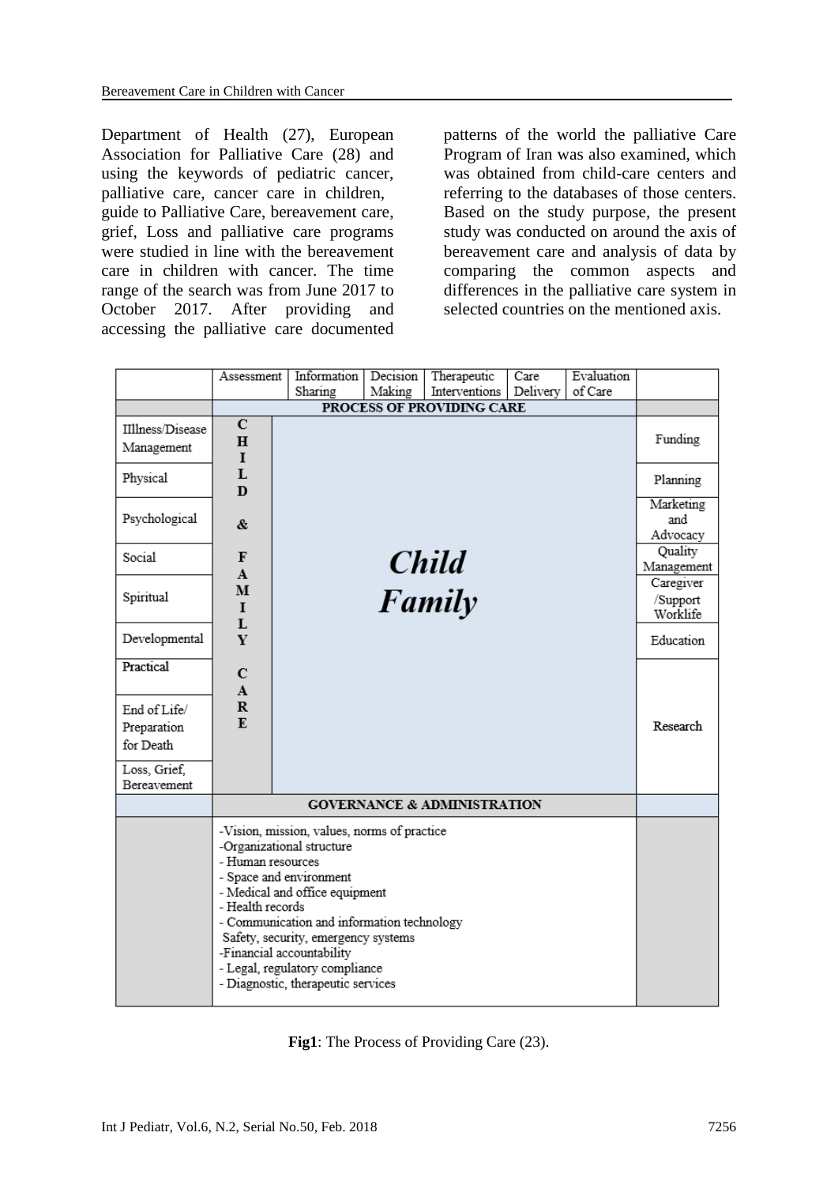Department of Health (27), European Association for Palliative Care (28) and using the keywords of pediatric cancer, palliative care, cancer care in children, guide to Palliative Care, bereavement care, grief, Loss and palliative care programs were studied in line with the bereavement care in children with cancer. The time range of the search was from June 2017 to October 2017. After providing and accessing the palliative care documented patterns of the world the palliative Care Program of Iran was also examined, which was obtained from child-care centers and referring to the databases of those centers. Based on the study purpose, the present study was conducted on around the axis of bereavement care and analysis of data by comparing the common aspects and differences in the palliative care system in selected countries on the mentioned axis.

| | Assessment | Information Sharing | Decision Making | Therapeutic Interventions | Care Delivery | Evaluation of Care | |
|---|---|---|---|---|---|---|---|
| | PROCESS OF PROVIDING CARE | | | | | | |
| Illness/Disease Management | CHILD & FAMILY CARE | *Child Family* | | | | | Funding |
| Physical | | | | | | | Planning |
| Psychological | | | | | | | Marketing and Advocacy |
| Social | | | | | | | Quality Management |
| Spiritual | | | | | | | Caregiver /Support Worklife |
| Developmental | | | | | | | Education |
| Practical | | | | | | | Research |
| End of Life/ Preparation for Death | | | | | | | |
| Loss, Grief, Bereavement | | | | | | | |
| | GOVERNANCE & ADMINISTRATION | | | | | | |
| | -Vision, mission, values, norms of practice<br>-Organizational structure<br>- Human resources<br>- Space and environment<br>- Medical and office equipment<br>- Health records<br>- Communication and information technology<br>Safety, security, emergency systems<br>-Financial accountability<br>- Legal, regulatory compliance<br>- Diagnostic, therapeutic services | | | | | | |

**Fig1**: The Process of Providing Care (23).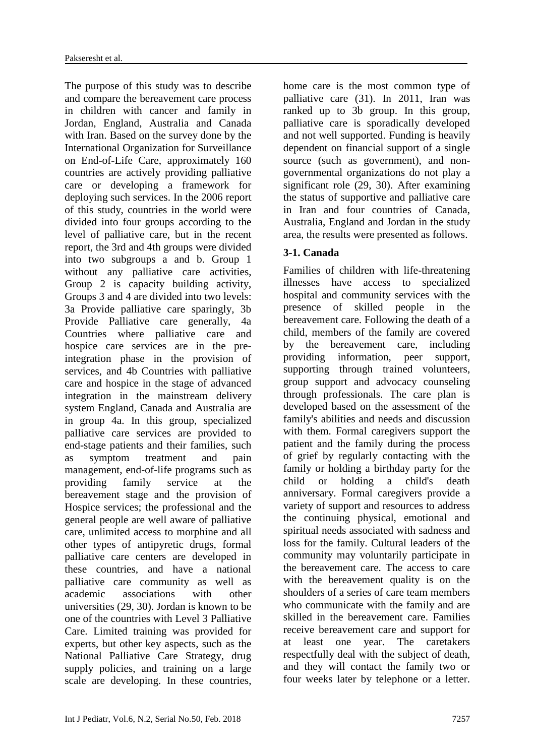The purpose of this study was to describe and compare the bereavement care process in children with cancer and family in Jordan, England, Australia and Canada with Iran. Based on the survey done by the International Organization for Surveillance on End-of-Life Care, approximately 160 countries are actively providing palliative care or developing a framework for deploying such services. In the 2006 report of this study, countries in the world were divided into four groups according to the level of palliative care, but in the recent report, the 3rd and 4th groups were divided into two subgroups a and b. Group 1 without any palliative care activities, Group 2 is capacity building activity, Groups 3 and 4 are divided into two levels: 3a Provide palliative care sparingly, 3b Provide Palliative care generally, 4a Countries where palliative care and hospice care services are in the pre-integration phase in the provision of services, and 4b Countries with palliative care and hospice in the stage of advanced integration in the mainstream delivery system England, Canada and Australia are in group 4a. In this group, specialized palliative care services are provided to end-stage patients and their families, such as symptom treatment and pain management, end-of-life programs such as providing family service at the bereavement stage and the provision of Hospice services; the professional and the general people are well aware of palliative care, unlimited access to morphine and all other types of antipyretic drugs, formal palliative care centers are developed in these countries, and have a national palliative care community as well as academic associations with other universities (29, 30). Jordan is known to be one of the countries with Level 3 Palliative Care. Limited training was provided for experts, but other key aspects, such as the National Palliative Care Strategy, drug supply policies, and training on a large scale are developing. In these countries, home care is the most common type of palliative care (31). In 2011, Iran was ranked up to 3b group. In this group, palliative care is sporadically developed and not well supported. Funding is heavily dependent on financial support of a single source (such as government), and non-governmental organizations do not play a significant role (29, 30). After examining the status of supportive and palliative care in Iran and four countries of Canada, Australia, England and Jordan in the study area, the results were presented as follows.

### 3-1. Canada

Families of children with life-threatening illnesses have access to specialized hospital and community services with the presence of skilled people in the bereavement care. Following the death of a child, members of the family are covered by the bereavement care, including providing information, peer support, supporting through trained volunteers, group support and advocacy counseling through professionals. The care plan is developed based on the assessment of the family's abilities and needs and discussion with them. Formal caregivers support the patient and the family during the process of grief by regularly contacting with the family or holding a birthday party for the child or holding a child's death anniversary. Formal caregivers provide a variety of support and resources to address the continuing physical, emotional and spiritual needs associated with sadness and loss for the family. Cultural leaders of the community may voluntarily participate in the bereavement care. The access to care with the bereavement quality is on the shoulders of a series of care team members who communicate with the family and are skilled in the bereavement care. Families receive bereavement care and support for at least one year. The caretakers respectfully deal with the subject of death, and they will contact the family two or four weeks later by telephone or a letter.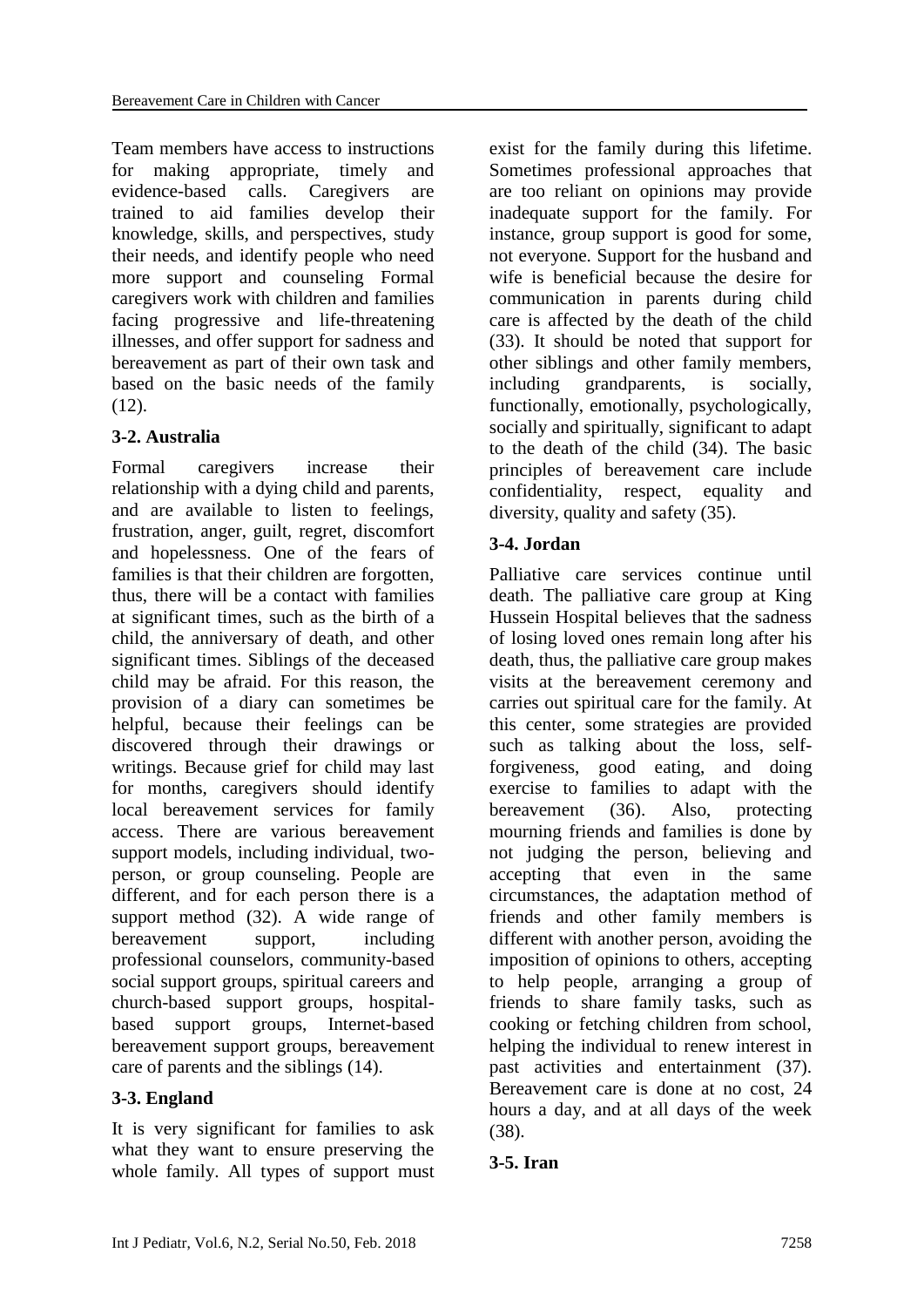Team members have access to instructions for making appropriate, timely and evidence-based calls. Caregivers are trained to aid families develop their knowledge, skills, and perspectives, study their needs, and identify people who need more support and counseling Formal caregivers work with children and families facing progressive and life-threatening illnesses, and offer support for sadness and bereavement as part of their own task and based on the basic needs of the family (12).

### 3-2. Australia

Formal caregivers increase their relationship with a dying child and parents, and are available to listen to feelings, frustration, anger, guilt, regret, discomfort and hopelessness. One of the fears of families is that their children are forgotten, thus, there will be a contact with families at significant times, such as the birth of a child, the anniversary of death, and other significant times. Siblings of the deceased child may be afraid. For this reason, the provision of a diary can sometimes be helpful, because their feelings can be discovered through their drawings or writings. Because grief for child may last for months, caregivers should identify local bereavement services for family access. There are various bereavement support models, including individual, two-person, or group counseling. People are different, and for each person there is a support method (32). A wide range of bereavement support, including professional counselors, community-based social support groups, spiritual careers and church-based support groups, hospital-based support groups, Internet-based bereavement support groups, bereavement care of parents and the siblings (14).

### 3-3. England

It is very significant for families to ask what they want to ensure preserving the whole family. All types of support must exist for the family during this lifetime. Sometimes professional approaches that are too reliant on opinions may provide inadequate support for the family. For instance, group support is good for some, not everyone. Support for the husband and wife is beneficial because the desire for communication in parents during child care is affected by the death of the child (33). It should be noted that support for other siblings and other family members, including grandparents, is socially, functionally, emotionally, psychologically, socially and spiritually, significant to adapt to the death of the child (34). The basic principles of bereavement care include confidentiality, respect, equality and diversity, quality and safety (35).

### 3-4. Jordan

Palliative care services continue until death. The palliative care group at King Hussein Hospital believes that the sadness of losing loved ones remain long after his death, thus, the palliative care group makes visits at the bereavement ceremony and carries out spiritual care for the family. At this center, some strategies are provided such as talking about the loss, self-forgiveness, good eating, and doing exercise to families to adapt with the bereavement (36). Also, protecting mourning friends and families is done by not judging the person, believing and accepting that even in the same circumstances, the adaptation method of friends and other family members is different with another person, avoiding the imposition of opinions to others, accepting to help people, arranging a group of friends to share family tasks, such as cooking or fetching children from school, helping the individual to renew interest in past activities and entertainment (37). Bereavement care is done at no cost, 24 hours a day, and at all days of the week (38).

### 3-5. Iran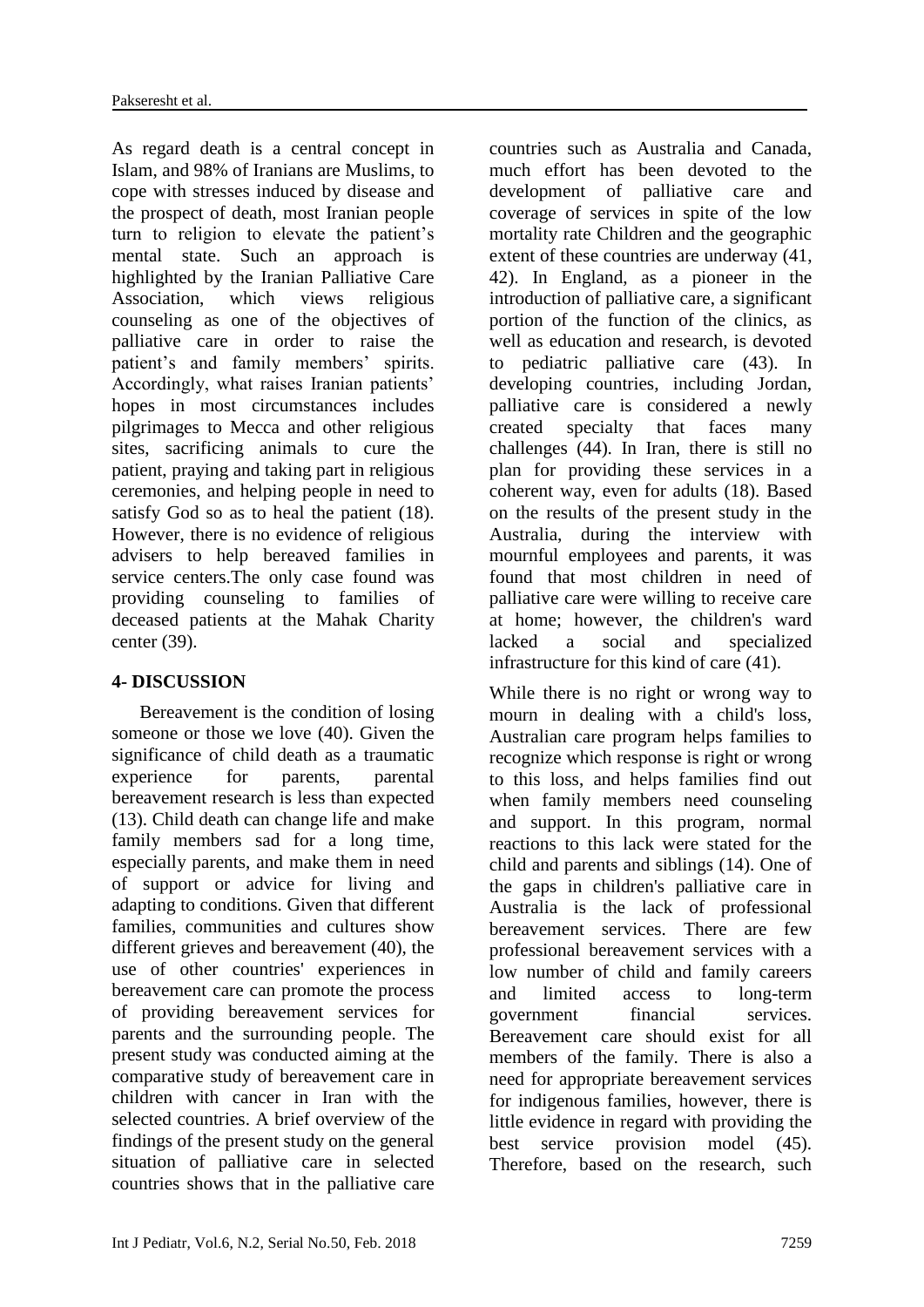As regard death is a central concept in Islam, and 98% of Iranians are Muslims, to cope with stresses induced by disease and the prospect of death, most Iranian people turn to religion to elevate the patient's mental state. Such an approach is highlighted by the Iranian Palliative Care Association, which views religious counseling as one of the objectives of palliative care in order to raise the patient's and family members' spirits. Accordingly, what raises Iranian patients' hopes in most circumstances includes pilgrimages to Mecca and other religious sites, sacrificing animals to cure the patient, praying and taking part in religious ceremonies, and helping people in need to satisfy God so as to heal the patient (18). However, there is no evidence of religious advisers to help bereaved families in service centers.The only case found was providing counseling to families of deceased patients at the Mahak Charity center (39).

## 4- DISCUSSION

Bereavement is the condition of losing someone or those we love (40). Given the significance of child death as a traumatic experience for parents, parental bereavement research is less than expected (13). Child death can change life and make family members sad for a long time, especially parents, and make them in need of support or advice for living and adapting to conditions. Given that different families, communities and cultures show different grieves and bereavement (40), the use of other countries' experiences in bereavement care can promote the process of providing bereavement services for parents and the surrounding people. The present study was conducted aiming at the comparative study of bereavement care in children with cancer in Iran with the selected countries. A brief overview of the findings of the present study on the general situation of palliative care in selected countries shows that in the palliative care countries such as Australia and Canada, much effort has been devoted to the development of palliative care and coverage of services in spite of the low mortality rate Children and the geographic extent of these countries are underway (41, 42). In England, as a pioneer in the introduction of palliative care, a significant portion of the function of the clinics, as well as education and research, is devoted to pediatric palliative care (43). In developing countries, including Jordan, palliative care is considered a newly created specialty that faces many challenges (44). In Iran, there is still no plan for providing these services in a coherent way, even for adults (18). Based on the results of the present study in the Australia, during the interview with mournful employees and parents, it was found that most children in need of palliative care were willing to receive care at home; however, the children's ward lacked a social and specialized infrastructure for this kind of care (41).

While there is no right or wrong way to mourn in dealing with a child's loss, Australian care program helps families to recognize which response is right or wrong to this loss, and helps families find out when family members need counseling and support. In this program, normal reactions to this lack were stated for the child and parents and siblings (14). One of the gaps in children's palliative care in Australia is the lack of professional bereavement services. There are few professional bereavement services with a low number of child and family careers and limited access to long-term government financial services. Bereavement care should exist for all members of the family. There is also a need for appropriate bereavement services for indigenous families, however, there is little evidence in regard with providing the best service provision model (45). Therefore, based on the research, such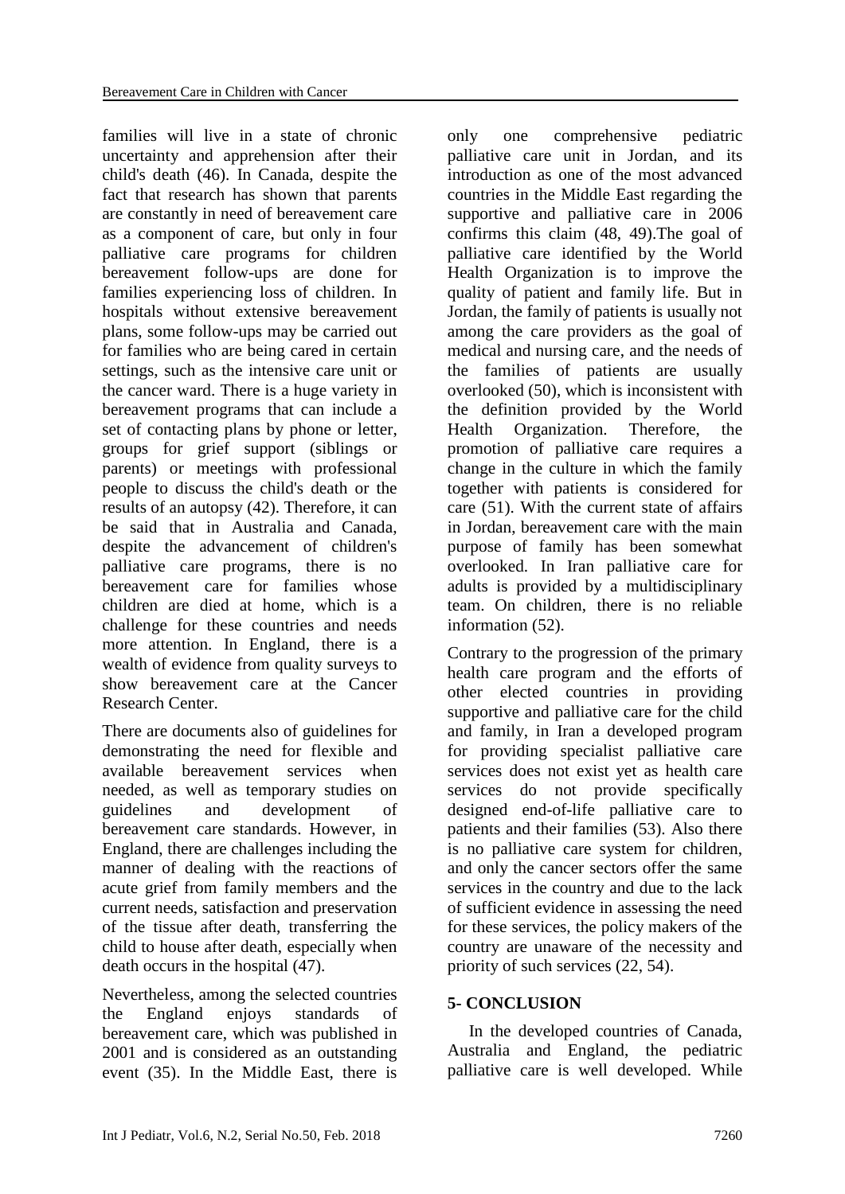families will live in a state of chronic uncertainty and apprehension after their child's death (46). In Canada, despite the fact that research has shown that parents are constantly in need of bereavement care as a component of care, but only in four palliative care programs for children bereavement follow-ups are done for families experiencing loss of children. In hospitals without extensive bereavement plans, some follow-ups may be carried out for families who are being cared in certain settings, such as the intensive care unit or the cancer ward. There is a huge variety in bereavement programs that can include a set of contacting plans by phone or letter, groups for grief support (siblings or parents) or meetings with professional people to discuss the child's death or the results of an autopsy (42). Therefore, it can be said that in Australia and Canada, despite the advancement of children's palliative care programs, there is no bereavement care for families whose children are died at home, which is a challenge for these countries and needs more attention. In England, there is a wealth of evidence from quality surveys to show bereavement care at the Cancer Research Center.

There are documents also of guidelines for demonstrating the need for flexible and available bereavement services when needed, as well as temporary studies on guidelines and development of bereavement care standards. However, in England, there are challenges including the manner of dealing with the reactions of acute grief from family members and the current needs, satisfaction and preservation of the tissue after death, transferring the child to house after death, especially when death occurs in the hospital (47).

Nevertheless, among the selected countries the England enjoys standards of bereavement care, which was published in 2001 and is considered as an outstanding event (35). In the Middle East, there is only one comprehensive pediatric palliative care unit in Jordan, and its introduction as one of the most advanced countries in the Middle East regarding the supportive and palliative care in 2006 confirms this claim (48, 49).The goal of palliative care identified by the World Health Organization is to improve the quality of patient and family life. But in Jordan, the family of patients is usually not among the care providers as the goal of medical and nursing care, and the needs of the families of patients are usually overlooked (50), which is inconsistent with the definition provided by the World Health Organization. Therefore, the promotion of palliative care requires a change in the culture in which the family together with patients is considered for care (51). With the current state of affairs in Jordan, bereavement care with the main purpose of family has been somewhat overlooked. In Iran palliative care for adults is provided by a multidisciplinary team. On children, there is no reliable information (52).

Contrary to the progression of the primary health care program and the efforts of other elected countries in providing supportive and palliative care for the child and family, in Iran a developed program for providing specialist palliative care services does not exist yet as health care services do not provide specifically designed end-of-life palliative care to patients and their families (53). Also there is no palliative care system for children, and only the cancer sectors offer the same services in the country and due to the lack of sufficient evidence in assessing the need for these services, the policy makers of the country are unaware of the necessity and priority of such services (22, 54).

## 5- CONCLUSION

In the developed countries of Canada, Australia and England, the pediatric palliative care is well developed. While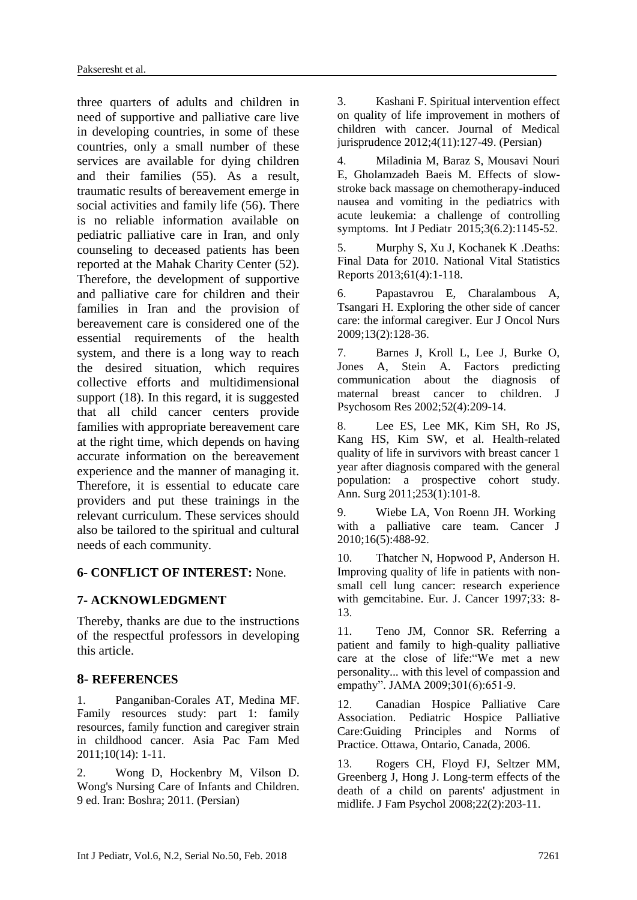three quarters of adults and children in need of supportive and palliative care live in developing countries, in some of these countries, only a small number of these services are available for dying children and their families (55). As a result, traumatic results of bereavement emerge in social activities and family life (56). There is no reliable information available on pediatric palliative care in Iran, and only counseling to deceased patients has been reported at the Mahak Charity Center (52). Therefore, the development of supportive and palliative care for children and their families in Iran and the provision of bereavement care is considered one of the essential requirements of the health system, and there is a long way to reach the desired situation, which requires collective efforts and multidimensional support (18). In this regard, it is suggested that all child cancer centers provide families with appropriate bereavement care at the right time, which depends on having accurate information on the bereavement experience and the manner of managing it. Therefore, it is essential to educate care providers and put these trainings in the relevant curriculum. These services should also be tailored to the spiritual and cultural needs of each community.

## 6- CONFLICT OF INTEREST: None.

## 7- ACKNOWLEDGMENT

Thereby, thanks are due to the instructions of the respectful professors in developing this article.

## 8- REFERENCES

1. Panganiban-Corales AT, Medina MF. Family resources study: part 1: family resources, family function and caregiver strain in childhood cancer. Asia Pac Fam Med 2011;10(14): 1-11.

2. Wong D, Hockenbry M, Vilson D. Wong's Nursing Care of Infants and Children. 9 ed. Iran: Boshra; 2011. (Persian)

3. Kashani F. Spiritual intervention effect on quality of life improvement in mothers of children with cancer. Journal of Medical jurisprudence 2012;4(11):127-49. (Persian)

4. Miladinia M, Baraz S, Mousavi Nouri E, Gholamzadeh Baeis M. Effects of slow-stroke back massage on chemotherapy-induced nausea and vomiting in the pediatrics with acute leukemia: a challenge of controlling symptoms. Int J Pediatr 2015;3(6.2):1145-52.

5. Murphy S, Xu J, Kochanek K .Deaths: Final Data for 2010. National Vital Statistics Reports 2013;61(4):1-118.

6. Papastavrou E, Charalambous A, Tsangari H. Exploring the other side of cancer care: the informal caregiver. Eur J Oncol Nurs 2009;13(2):128-36.

7. Barnes J, Kroll L, Lee J, Burke O, Jones A, Stein A. Factors predicting communication about the diagnosis of maternal breast cancer to children. J Psychosom Res 2002;52(4):209-14.

8. Lee ES, Lee MK, Kim SH, Ro JS, Kang HS, Kim SW, et al. Health-related quality of life in survivors with breast cancer 1 year after diagnosis compared with the general population: a prospective cohort study. Ann. Surg 2011;253(1):101-8.

9. Wiebe LA, Von Roenn JH. Working with a palliative care team. Cancer J 2010;16(5):488-92.

10. Thatcher N, Hopwood P, Anderson H. Improving quality of life in patients with non-small cell lung cancer: research experience with gemcitabine. Eur. J. Cancer 1997;33: 8-13.

11. Teno JM, Connor SR. Referring a patient and family to high-quality palliative care at the close of life:"We met a new personality... with this level of compassion and empathy". JAMA 2009;301(6):651-9.

12. Canadian Hospice Palliative Care Association. Pediatric Hospice Palliative Care:Guiding Principles and Norms of Practice. Ottawa, Ontario, Canada, 2006.

13. Rogers CH, Floyd FJ, Seltzer MM, Greenberg J, Hong J. Long-term effects of the death of a child on parents' adjustment in midlife. J Fam Psychol 2008;22(2):203-11.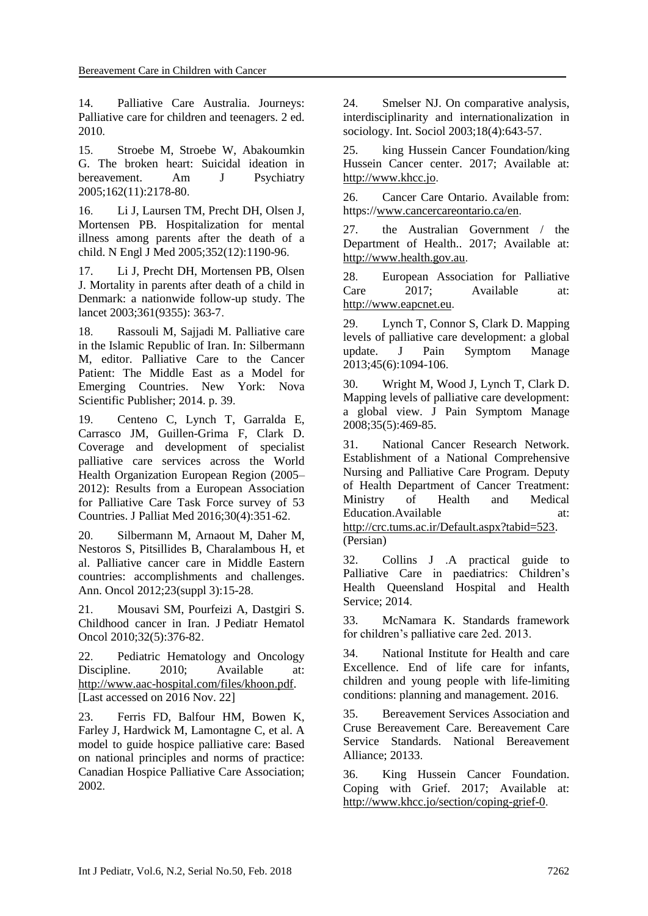14. Palliative Care Australia. Journeys: Palliative care for children and teenagers. 2 ed. 2010.

15. Stroebe M, Stroebe W, Abakoumkin G. The broken heart: Suicidal ideation in bereavement. Am J Psychiatry 2005;162(11):2178-80.

16. Li J, Laursen TM, Precht DH, Olsen J, Mortensen PB. Hospitalization for mental illness among parents after the death of a child. N Engl J Med 2005;352(12):1190-96.

17. Li J, Precht DH, Mortensen PB, Olsen J. Mortality in parents after death of a child in Denmark: a nationwide follow-up study. The lancet 2003;361(9355): 363-7.

18. Rassouli M, Sajjadi M. Palliative care in the Islamic Republic of Iran. In: Silbermann M, editor. Palliative Care to the Cancer Patient: The Middle East as a Model for Emerging Countries. New York: Nova Scientific Publisher; 2014. p. 39.

19. Centeno C, Lynch T, Garralda E, Carrasco JM, Guillen-Grima F, Clark D. Coverage and development of specialist palliative care services across the World Health Organization European Region (2005–2012): Results from a European Association for Palliative Care Task Force survey of 53 Countries. J Palliat Med 2016;30(4):351-62.

20. Silbermann M, Arnaout M, Daher M, Nestoros S, Pitsillides B, Charalambous H, et al. Palliative cancer care in Middle Eastern countries: accomplishments and challenges. Ann. Oncol 2012;23(suppl 3):15-28.

21. Mousavi SM, Pourfeizi A, Dastgiri S. Childhood cancer in Iran. J Pediatr Hematol Oncol 2010;32(5):376-82.

22. Pediatric Hematology and Oncology Discipline. 2010; Available at: http://www.aac-hospital.com/files/khoon.pdf. [Last accessed on 2016 Nov. 22]

23. Ferris FD, Balfour HM, Bowen K, Farley J, Hardwick M, Lamontagne C, et al. A model to guide hospice palliative care: Based on national principles and norms of practice: Canadian Hospice Palliative Care Association; 2002.

24. Smelser NJ. On comparative analysis, interdisciplinarity and internationalization in sociology. Int. Sociol 2003;18(4):643-57.

25. king Hussein Cancer Foundation/king Hussein Cancer center. 2017; Available at: http://www.khcc.jo.

26. Cancer Care Ontario. Available from: https://www.cancercareontario.ca/en.

27. the Australian Government / the Department of Health.. 2017; Available at: http://www.health.gov.au.

28. European Association for Palliative Care 2017; Available at: http://www.eapcnet.eu.

29. Lynch T, Connor S, Clark D. Mapping levels of palliative care development: a global update. J Pain Symptom Manage 2013;45(6):1094-106.

30. Wright M, Wood J, Lynch T, Clark D. Mapping levels of palliative care development: a global view. J Pain Symptom Manage 2008;35(5):469-85.

31. National Cancer Research Network. Establishment of a National Comprehensive Nursing and Palliative Care Program. Deputy of Health Department of Cancer Treatment: Ministry of Health and Medical Education.Available at: http://crc.tums.ac.ir/Default.aspx?tabid=523. (Persian)

32. Collins J .A practical guide to Palliative Care in paediatrics: Children's Health Queensland Hospital and Health Service; 2014.

33. McNamara K. Standards framework for children's palliative care 2ed. 2013.

34. National Institute for Health and care Excellence. End of life care for infants, children and young people with life-limiting conditions: planning and management. 2016.

35. Bereavement Services Association and Cruse Bereavement Care. Bereavement Care Service Standards. National Bereavement Alliance; 20133.

36. King Hussein Cancer Foundation. Coping with Grief. 2017; Available at: http://www.khcc.jo/section/coping-grief-0.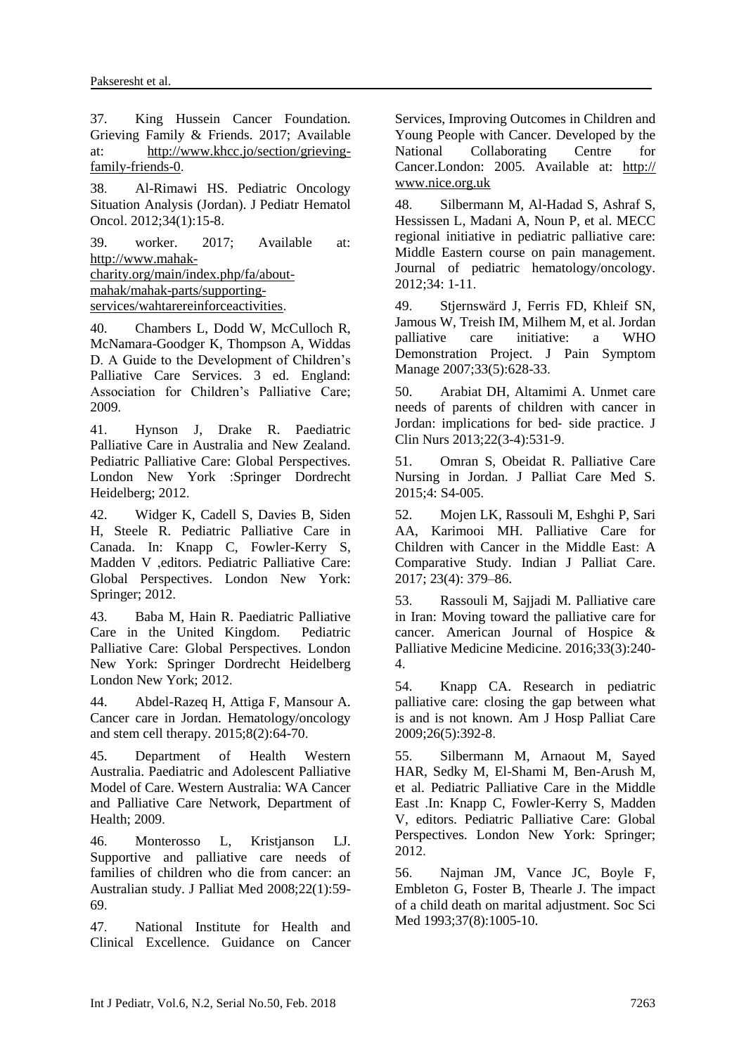37. King Hussein Cancer Foundation. Grieving Family & Friends. 2017; Available at: http://www.khcc.jo/section/grieving-family-friends-0.

38. Al-Rimawi HS. Pediatric Oncology Situation Analysis (Jordan). J Pediatr Hematol Oncol. 2012;34(1):15-8.

39. worker. 2017; Available at: http://www.mahak-charity.org/main/index.php/fa/about-mahak/mahak-parts/supporting-services/wahtarereinforceactivities.

40. Chambers L, Dodd W, McCulloch R, McNamara-Goodger K, Thompson A, Widdas D. A Guide to the Development of Children's Palliative Care Services. 3 ed. England: Association for Children's Palliative Care; 2009.

41. Hynson J, Drake R. Paediatric Palliative Care in Australia and New Zealand. Pediatric Palliative Care: Global Perspectives. London New York :Springer Dordrecht Heidelberg; 2012.

42. Widger K, Cadell S, Davies B, Siden H, Steele R. Pediatric Palliative Care in Canada. In: Knapp C, Fowler-Kerry S, Madden V ,editors. Pediatric Palliative Care: Global Perspectives. London New York: Springer; 2012.

43. Baba M, Hain R. Paediatric Palliative Care in the United Kingdom. Pediatric Palliative Care: Global Perspectives. London New York: Springer Dordrecht Heidelberg London New York; 2012.

44. Abdel-Razeq H, Attiga F, Mansour A. Cancer care in Jordan. Hematology/oncology and stem cell therapy. 2015;8(2):64-70.

45. Department of Health Western Australia. Paediatric and Adolescent Palliative Model of Care. Western Australia: WA Cancer and Palliative Care Network, Department of Health; 2009.

46. Monterosso L, Kristjanson LJ. Supportive and palliative care needs of families of children who die from cancer: an Australian study. J Palliat Med 2008;22(1):59-69.

47. National Institute for Health and Clinical Excellence. Guidance on Cancer Services, Improving Outcomes in Children and Young People with Cancer. Developed by the National Collaborating Centre for Cancer.London: 2005. Available at: http:// www.nice.org.uk

48. Silbermann M, Al-Hadad S, Ashraf S, Hessissen L, Madani A, Noun P, et al. MECC regional initiative in pediatric palliative care: Middle Eastern course on pain management. Journal of pediatric hematology/oncology. 2012;34: 1-11.

49. Stjernswärd J, Ferris FD, Khleif SN, Jamous W, Treish IM, Milhem M, et al. Jordan palliative care initiative: a WHO Demonstration Project. J Pain Symptom Manage 2007;33(5):628-33.

50. Arabiat DH, Altamimi A. Unmet care needs of parents of children with cancer in Jordan: implications for bed- side practice. J Clin Nurs 2013;22(3-4):531-9.

51. Omran S, Obeidat R. Palliative Care Nursing in Jordan. J Palliat Care Med S. 2015;4: S4-005.

52. Mojen LK, Rassouli M, Eshghi P, Sari AA, Karimooi MH. Palliative Care for Children with Cancer in the Middle East: A Comparative Study. Indian J Palliat Care. 2017; 23(4): 379–86.

53. Rassouli M, Sajjadi M. Palliative care in Iran: Moving toward the palliative care for cancer. American Journal of Hospice & Palliative Medicine Medicine. 2016;33(3):240-4.

54. Knapp CA. Research in pediatric palliative care: closing the gap between what is and is not known. Am J Hosp Palliat Care 2009;26(5):392-8.

55. Silbermann M, Arnaout M, Sayed HAR, Sedky M, El-Shami M, Ben-Arush M, et al. Pediatric Palliative Care in the Middle East .In: Knapp C, Fowler-Kerry S, Madden V, editors. Pediatric Palliative Care: Global Perspectives. London New York: Springer; 2012.

56. Najman JM, Vance JC, Boyle F, Embleton G, Foster B, Thearle J. The impact of a child death on marital adjustment. Soc Sci Med 1993;37(8):1005-10.